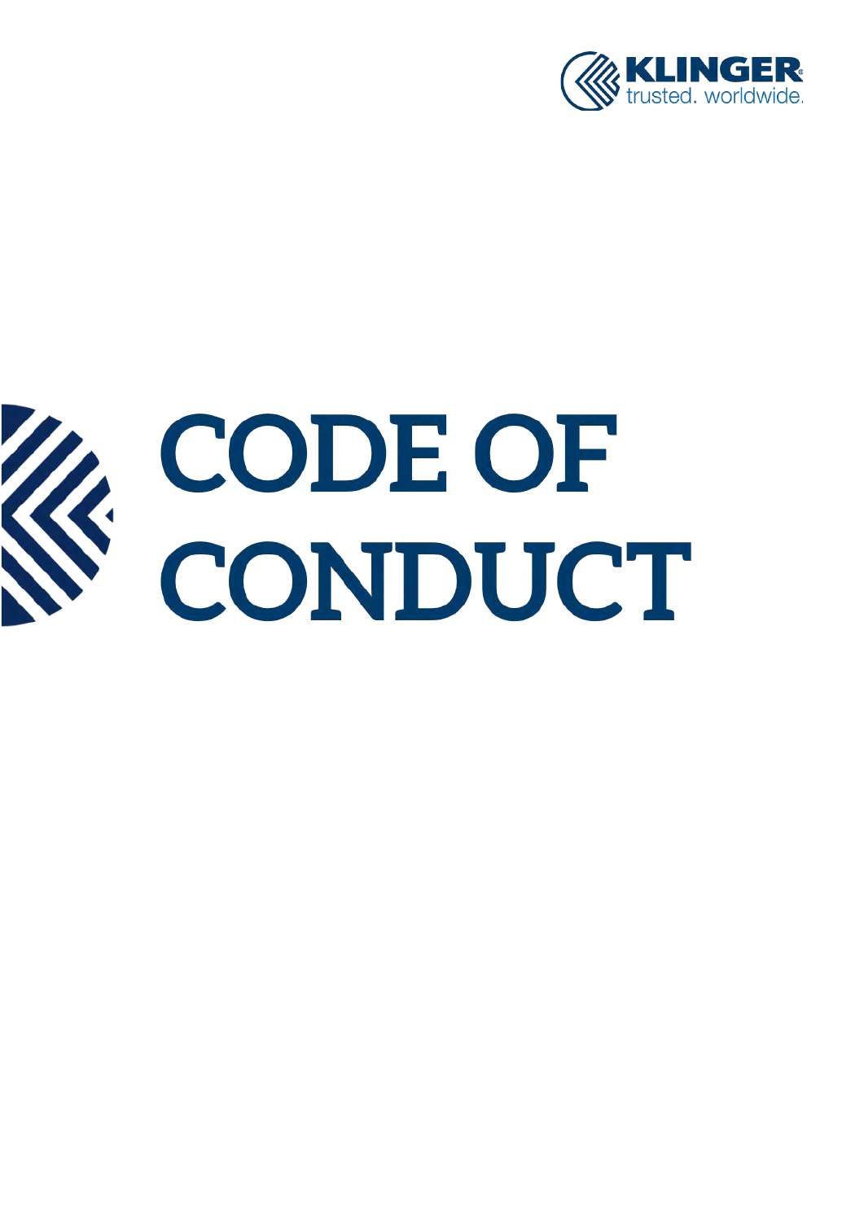KLINGER trusted. worldwide.

# CODE OF CONDUCT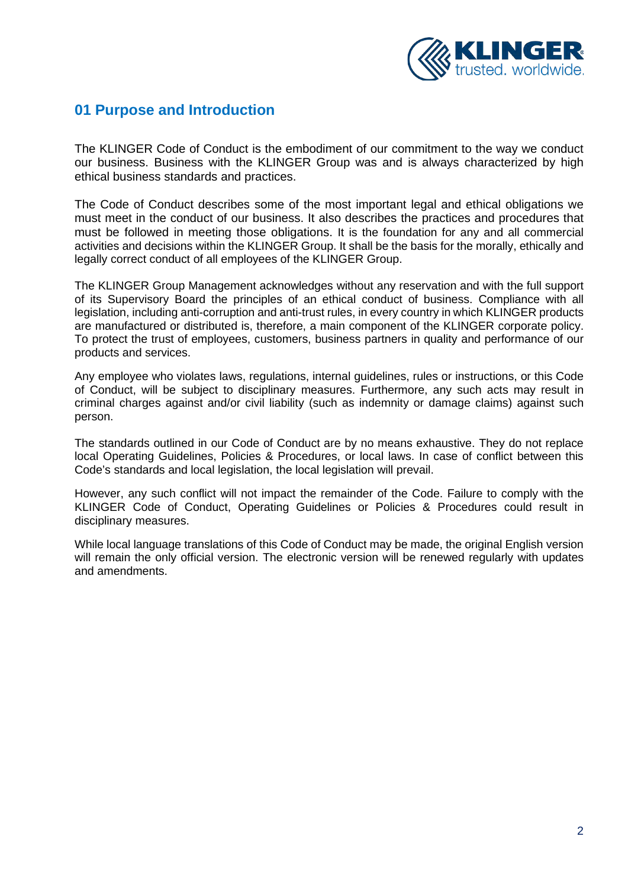## 01 Purpose and Introduction

The KLINGER Code of Conduct is the embodiment of our commitment to the way we conduct our business. Business with the KLINGER Group was and is always characterized by high ethical business standards and practices.

The Code of Conduct describes some of the most important legal and ethical obligations we must meet in the conduct of our business. It also describes the practices and procedures that must be followed in meeting those obligations. It is the foundation for any and all commercial activities and decisions within the KLINGER Group. It shall be the basis for the morally, ethically and legally correct conduct of all employees of the KLINGER Group.

The KLINGER Group Management acknowledges without any reservation and with the full support of its Supervisory Board the principles of an ethical conduct of business. Compliance with all legislation, including anti-corruption and anti-trust rules, in every country in which KLINGER products are manufactured or distributed is, therefore, a main component of the KLINGER corporate policy. To protect the trust of employees, customers, business partners in quality and performance of our products and services.

Any employee who violates laws, regulations, internal guidelines, rules or instructions, or this Code of Conduct, will be subject to disciplinary measures. Furthermore, any such acts may result in criminal charges against and/or civil liability (such as indemnity or damage claims) against such person.

The standards outlined in our Code of Conduct are by no means exhaustive. They do not replace local Operating Guidelines, Policies & Procedures, or local laws. In case of conflict between this Code's standards and local legislation, the local legislation will prevail.

However, any such conflict will not impact the remainder of the Code. Failure to comply with the KLINGER Code of Conduct, Operating Guidelines or Policies & Procedures could result in disciplinary measures.

While local language translations of this Code of Conduct may be made, the original English version will remain the only official version. The electronic version will be renewed regularly with updates and amendments.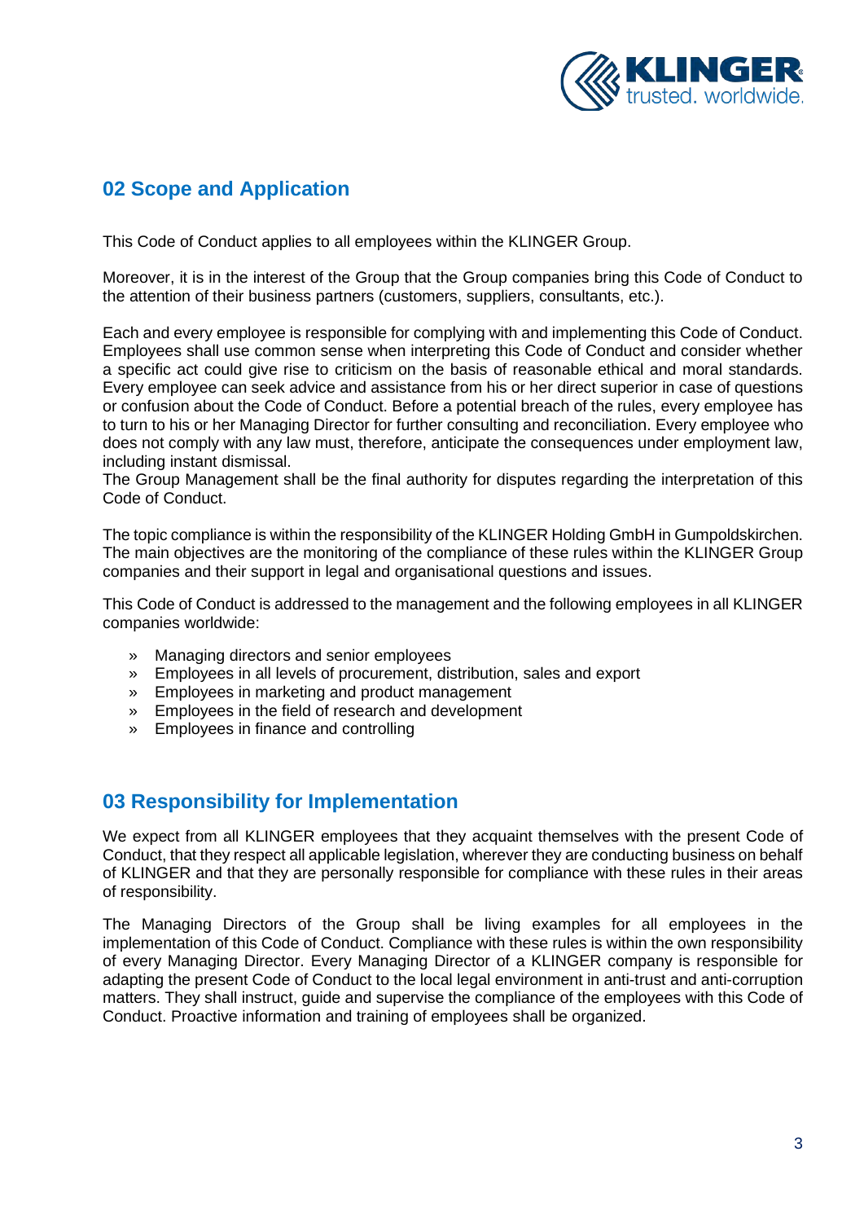## 02 Scope and Application

This Code of Conduct applies to all employees within the KLINGER Group.

Moreover, it is in the interest of the Group that the Group companies bring this Code of Conduct to the attention of their business partners (customers, suppliers, consultants, etc.).

Each and every employee is responsible for complying with and implementing this Code of Conduct. Employees shall use common sense when interpreting this Code of Conduct and consider whether a specific act could give rise to criticism on the basis of reasonable ethical and moral standards. Every employee can seek advice and assistance from his or her direct superior in case of questions or confusion about the Code of Conduct. Before a potential breach of the rules, every employee has to turn to his or her Managing Director for further consulting and reconciliation. Every employee who does not comply with any law must, therefore, anticipate the consequences under employment law, including instant dismissal.
The Group Management shall be the final authority for disputes regarding the interpretation of this Code of Conduct.

The topic compliance is within the responsibility of the KLINGER Holding GmbH in Gumpoldskirchen. The main objectives are the monitoring of the compliance of these rules within the KLINGER Group companies and their support in legal and organisational questions and issues.

This Code of Conduct is addressed to the management and the following employees in all KLINGER companies worldwide:

- Managing directors and senior employees
- Employees in all levels of procurement, distribution, sales and export
- Employees in marketing and product management
- Employees in the field of research and development
- Employees in finance and controlling

## 03 Responsibility for Implementation

We expect from all KLINGER employees that they acquaint themselves with the present Code of Conduct, that they respect all applicable legislation, wherever they are conducting business on behalf of KLINGER and that they are personally responsible for compliance with these rules in their areas of responsibility.

The Managing Directors of the Group shall be living examples for all employees in the implementation of this Code of Conduct. Compliance with these rules is within the own responsibility of every Managing Director. Every Managing Director of a KLINGER company is responsible for adapting the present Code of Conduct to the local legal environment in anti-trust and anti-corruption matters. They shall instruct, guide and supervise the compliance of the employees with this Code of Conduct. Proactive information and training of employees shall be organized.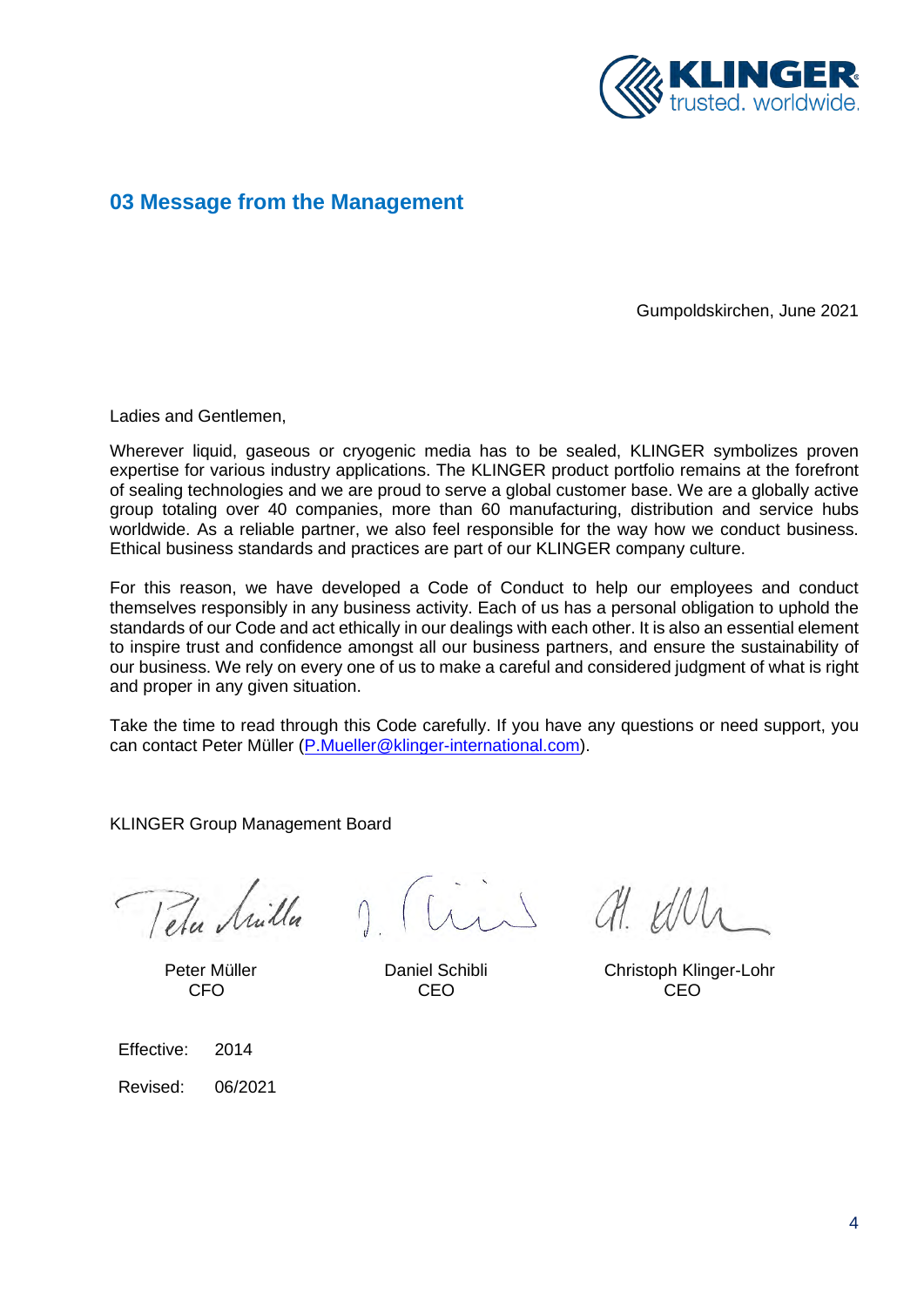## 03 Message from the Management

Gumpoldskirchen, June 2021

Ladies and Gentlemen,

Wherever liquid, gaseous or cryogenic media has to be sealed, KLINGER symbolizes proven expertise for various industry applications. The KLINGER product portfolio remains at the forefront of sealing technologies and we are proud to serve a global customer base. We are a globally active group totaling over 40 companies, more than 60 manufacturing, distribution and service hubs worldwide. As a reliable partner, we also feel responsible for the way how we conduct business. Ethical business standards and practices are part of our KLINGER company culture.

For this reason, we have developed a Code of Conduct to help our employees and conduct themselves responsibly in any business activity. Each of us has a personal obligation to uphold the standards of our Code and act ethically in our dealings with each other. It is also an essential element to inspire trust and confidence amongst all our business partners, and ensure the sustainability of our business. We rely on every one of us to make a careful and considered judgment of what is right and proper in any given situation.

Take the time to read through this Code carefully. If you have any questions or need support, you can contact Peter Müller (P.Mueller@klinger-international.com).

KLINGER Group Management Board

| Peter Müller | Daniel Schibli | Christoph Klinger-Lohr |
|---|---|---|
| CFO | CEO | CEO |

Effective: 2014

Revised: 06/2021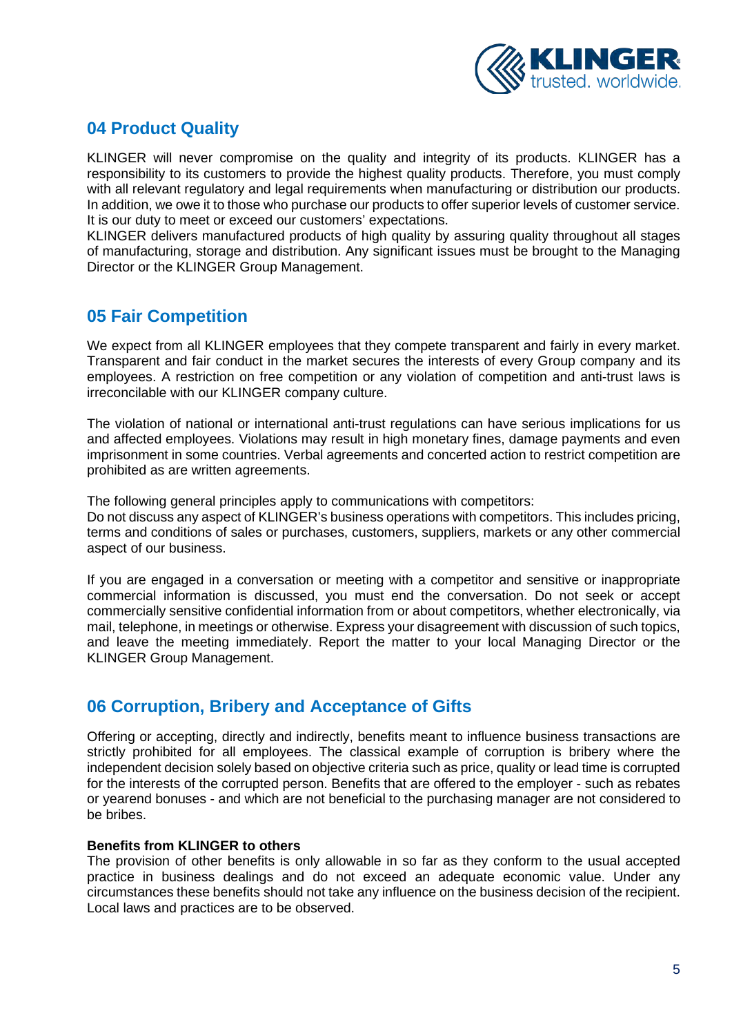## 04 Product Quality

KLINGER will never compromise on the quality and integrity of its products. KLINGER has a responsibility to its customers to provide the highest quality products. Therefore, you must comply with all relevant regulatory and legal requirements when manufacturing or distribution our products. In addition, we owe it to those who purchase our products to offer superior levels of customer service. It is our duty to meet or exceed our customers' expectations.
KLINGER delivers manufactured products of high quality by assuring quality throughout all stages of manufacturing, storage and distribution. Any significant issues must be brought to the Managing Director or the KLINGER Group Management.

## 05 Fair Competition

We expect from all KLINGER employees that they compete transparent and fairly in every market. Transparent and fair conduct in the market secures the interests of every Group company and its employees. A restriction on free competition or any violation of competition and anti-trust laws is irreconcilable with our KLINGER company culture.

The violation of national or international anti-trust regulations can have serious implications for us and affected employees. Violations may result in high monetary fines, damage payments and even imprisonment in some countries. Verbal agreements and concerted action to restrict competition are prohibited as are written agreements.

The following general principles apply to communications with competitors:
Do not discuss any aspect of KLINGER's business operations with competitors. This includes pricing, terms and conditions of sales or purchases, customers, suppliers, markets or any other commercial aspect of our business.

If you are engaged in a conversation or meeting with a competitor and sensitive or inappropriate commercial information is discussed, you must end the conversation. Do not seek or accept commercially sensitive confidential information from or about competitors, whether electronically, via mail, telephone, in meetings or otherwise. Express your disagreement with discussion of such topics, and leave the meeting immediately. Report the matter to your local Managing Director or the KLINGER Group Management.

## 06 Corruption, Bribery and Acceptance of Gifts

Offering or accepting, directly and indirectly, benefits meant to influence business transactions are strictly prohibited for all employees. The classical example of corruption is bribery where the independent decision solely based on objective criteria such as price, quality or lead time is corrupted for the interests of the corrupted person. Benefits that are offered to the employer - such as rebates or yearend bonuses - and which are not beneficial to the purchasing manager are not considered to be bribes.

**Benefits from KLINGER to others**
The provision of other benefits is only allowable in so far as they conform to the usual accepted practice in business dealings and do not exceed an adequate economic value. Under any circumstances these benefits should not take any influence on the business decision of the recipient. Local laws and practices are to be observed.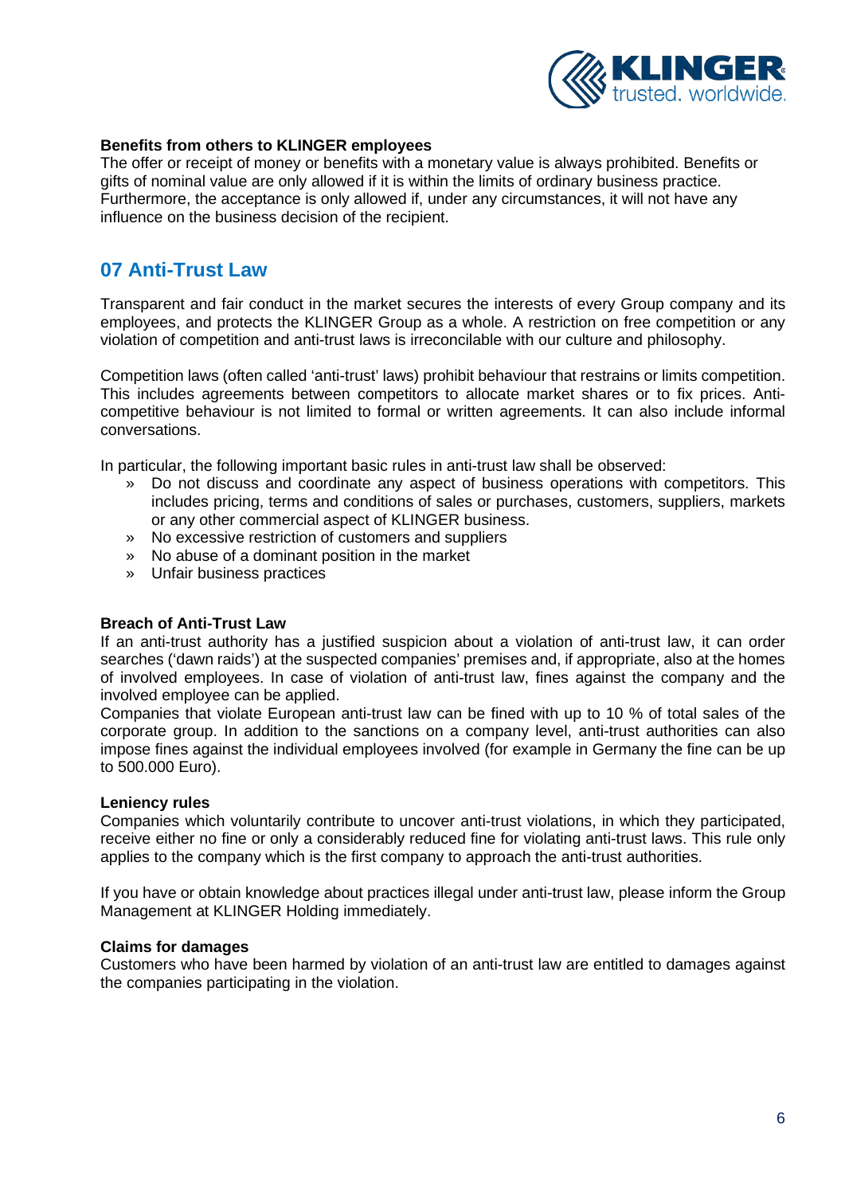**Benefits from others to KLINGER employees**
The offer or receipt of money or benefits with a monetary value is always prohibited. Benefits or gifts of nominal value are only allowed if it is within the limits of ordinary business practice. Furthermore, the acceptance is only allowed if, under any circumstances, it will not have any influence on the business decision of the recipient.

## 07 Anti-Trust Law

Transparent and fair conduct in the market secures the interests of every Group company and its employees, and protects the KLINGER Group as a whole. A restriction on free competition or any violation of competition and anti-trust laws is irreconcilable with our culture and philosophy.

Competition laws (often called 'anti-trust' laws) prohibit behaviour that restrains or limits competition. This includes agreements between competitors to allocate market shares or to fix prices. Anti-competitive behaviour is not limited to formal or written agreements. It can also include informal conversations.

In particular, the following important basic rules in anti-trust law shall be observed:

- Do not discuss and coordinate any aspect of business operations with competitors. This includes pricing, terms and conditions of sales or purchases, customers, suppliers, markets or any other commercial aspect of KLINGER business.
- No excessive restriction of customers and suppliers
- No abuse of a dominant position in the market
- Unfair business practices

**Breach of Anti-Trust Law**
If an anti-trust authority has a justified suspicion about a violation of anti-trust law, it can order searches ('dawn raids') at the suspected companies' premises and, if appropriate, also at the homes of involved employees. In case of violation of anti-trust law, fines against the company and the involved employee can be applied.
Companies that violate European anti-trust law can be fined with up to 10 % of total sales of the corporate group. In addition to the sanctions on a company level, anti-trust authorities can also impose fines against the individual employees involved (for example in Germany the fine can be up to 500.000 Euro).

**Leniency rules**
Companies which voluntarily contribute to uncover anti-trust violations, in which they participated, receive either no fine or only a considerably reduced fine for violating anti-trust laws. This rule only applies to the company which is the first company to approach the anti-trust authorities.

If you have or obtain knowledge about practices illegal under anti-trust law, please inform the Group Management at KLINGER Holding immediately.

**Claims for damages**
Customers who have been harmed by violation of an anti-trust law are entitled to damages against the companies participating in the violation.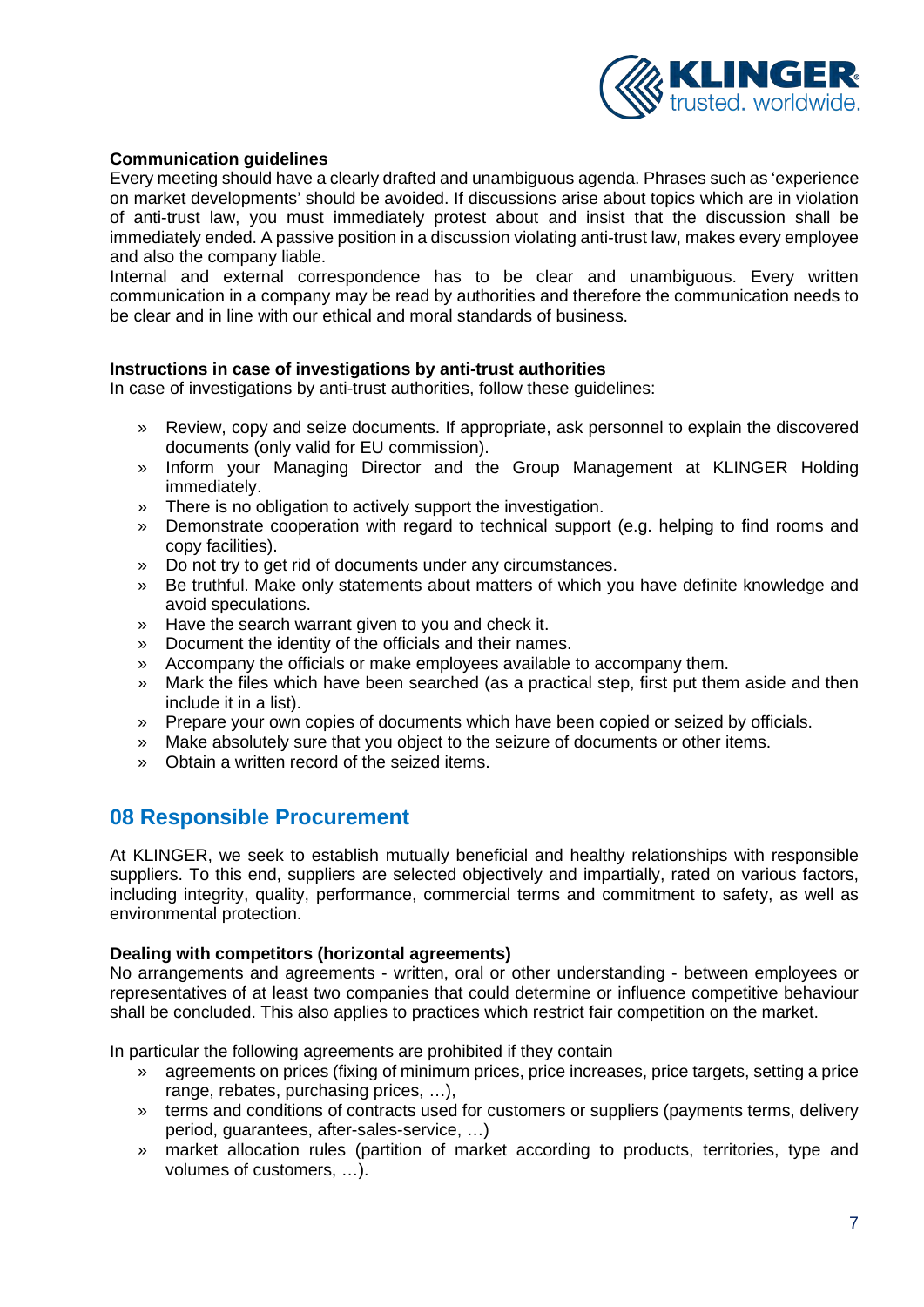**Communication guidelines**

Every meeting should have a clearly drafted and unambiguous agenda. Phrases such as 'experience on market developments' should be avoided. If discussions arise about topics which are in violation of anti-trust law, you must immediately protest about and insist that the discussion shall be immediately ended. A passive position in a discussion violating anti-trust law, makes every employee and also the company liable.

Internal and external correspondence has to be clear and unambiguous. Every written communication in a company may be read by authorities and therefore the communication needs to be clear and in line with our ethical and moral standards of business.

**Instructions in case of investigations by anti-trust authorities**

In case of investigations by anti-trust authorities, follow these guidelines:

- Review, copy and seize documents. If appropriate, ask personnel to explain the discovered documents (only valid for EU commission).
- Inform your Managing Director and the Group Management at KLINGER Holding immediately.
- There is no obligation to actively support the investigation.
- Demonstrate cooperation with regard to technical support (e.g. helping to find rooms and copy facilities).
- Do not try to get rid of documents under any circumstances.
- Be truthful. Make only statements about matters of which you have definite knowledge and avoid speculations.
- Have the search warrant given to you and check it.
- Document the identity of the officials and their names.
- Accompany the officials or make employees available to accompany them.
- Mark the files which have been searched (as a practical step, first put them aside and then include it in a list).
- Prepare your own copies of documents which have been copied or seized by officials.
- Make absolutely sure that you object to the seizure of documents or other items.
- Obtain a written record of the seized items.

## 08 Responsible Procurement

At KLINGER, we seek to establish mutually beneficial and healthy relationships with responsible suppliers. To this end, suppliers are selected objectively and impartially, rated on various factors, including integrity, quality, performance, commercial terms and commitment to safety, as well as environmental protection.

**Dealing with competitors (horizontal agreements)**

No arrangements and agreements - written, oral or other understanding - between employees or representatives of at least two companies that could determine or influence competitive behaviour shall be concluded. This also applies to practices which restrict fair competition on the market.

In particular the following agreements are prohibited if they contain

- agreements on prices (fixing of minimum prices, price increases, price targets, setting a price range, rebates, purchasing prices, …),
- terms and conditions of contracts used for customers or suppliers (payments terms, delivery period, guarantees, after-sales-service, …)
- market allocation rules (partition of market according to products, territories, type and volumes of customers, …).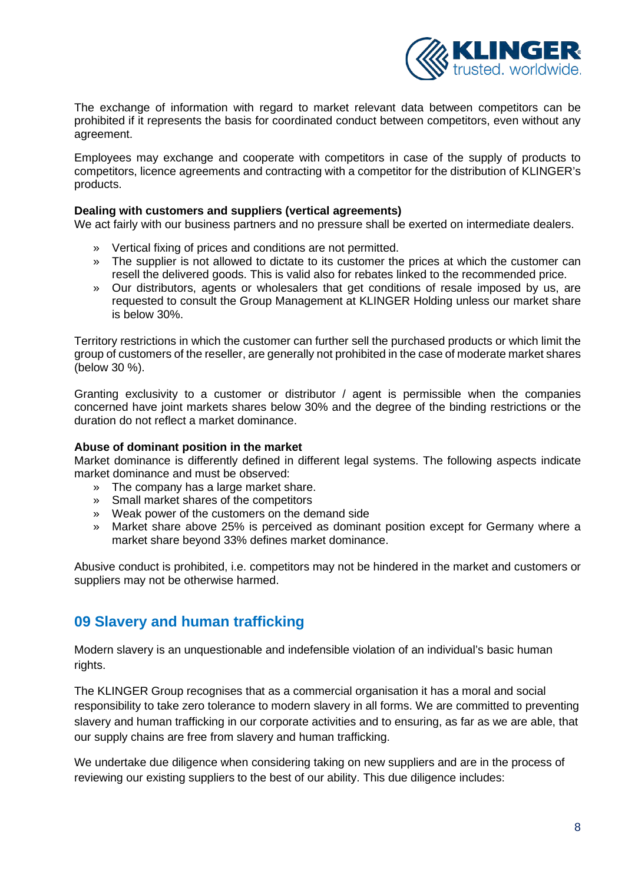The exchange of information with regard to market relevant data between competitors can be prohibited if it represents the basis for coordinated conduct between competitors, even without any agreement.

Employees may exchange and cooperate with competitors in case of the supply of products to competitors, licence agreements and contracting with a competitor for the distribution of KLINGER's products.

**Dealing with customers and suppliers (vertical agreements)**
We act fairly with our business partners and no pressure shall be exerted on intermediate dealers.

- Vertical fixing of prices and conditions are not permitted.
- The supplier is not allowed to dictate to its customer the prices at which the customer can resell the delivered goods. This is valid also for rebates linked to the recommended price.
- Our distributors, agents or wholesalers that get conditions of resale imposed by us, are requested to consult the Group Management at KLINGER Holding unless our market share is below 30%.

Territory restrictions in which the customer can further sell the purchased products or which limit the group of customers of the reseller, are generally not prohibited in the case of moderate market shares (below 30 %).

Granting exclusivity to a customer or distributor / agent is permissible when the companies concerned have joint markets shares below 30% and the degree of the binding restrictions or the duration do not reflect a market dominance.

**Abuse of dominant position in the market**
Market dominance is differently defined in different legal systems. The following aspects indicate market dominance and must be observed:

- The company has a large market share.
- Small market shares of the competitors
- Weak power of the customers on the demand side
- Market share above 25% is perceived as dominant position except for Germany where a market share beyond 33% defines market dominance.

Abusive conduct is prohibited, i.e. competitors may not be hindered in the market and customers or suppliers may not be otherwise harmed.

## 09 Slavery and human trafficking

Modern slavery is an unquestionable and indefensible violation of an individual's basic human rights.

The KLINGER Group recognises that as a commercial organisation it has a moral and social responsibility to take zero tolerance to modern slavery in all forms. We are committed to preventing slavery and human trafficking in our corporate activities and to ensuring, as far as we are able, that our supply chains are free from slavery and human trafficking.

We undertake due diligence when considering taking on new suppliers and are in the process of reviewing our existing suppliers to the best of our ability. This due diligence includes: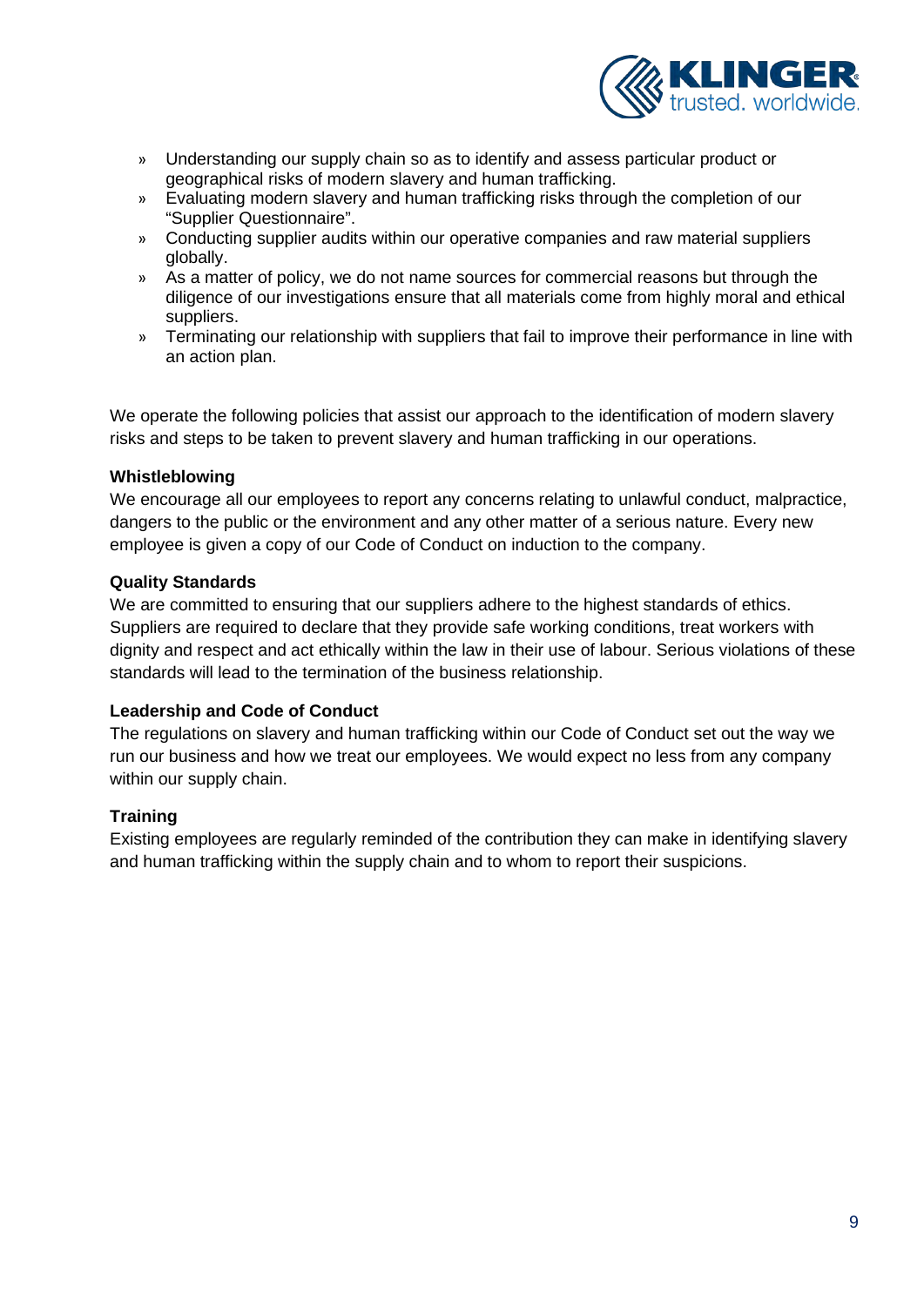- Understanding our supply chain so as to identify and assess particular product or geographical risks of modern slavery and human trafficking.
- Evaluating modern slavery and human trafficking risks through the completion of our "Supplier Questionnaire".
- Conducting supplier audits within our operative companies and raw material suppliers globally.
- As a matter of policy, we do not name sources for commercial reasons but through the diligence of our investigations ensure that all materials come from highly moral and ethical suppliers.
- Terminating our relationship with suppliers that fail to improve their performance in line with an action plan.

We operate the following policies that assist our approach to the identification of modern slavery risks and steps to be taken to prevent slavery and human trafficking in our operations.

**Whistleblowing**

We encourage all our employees to report any concerns relating to unlawful conduct, malpractice, dangers to the public or the environment and any other matter of a serious nature. Every new employee is given a copy of our Code of Conduct on induction to the company.

**Quality Standards**

We are committed to ensuring that our suppliers adhere to the highest standards of ethics. Suppliers are required to declare that they provide safe working conditions, treat workers with dignity and respect and act ethically within the law in their use of labour. Serious violations of these standards will lead to the termination of the business relationship.

**Leadership and Code of Conduct**

The regulations on slavery and human trafficking within our Code of Conduct set out the way we run our business and how we treat our employees. We would expect no less from any company within our supply chain.

**Training**

Existing employees are regularly reminded of the contribution they can make in identifying slavery and human trafficking within the supply chain and to whom to report their suspicions.